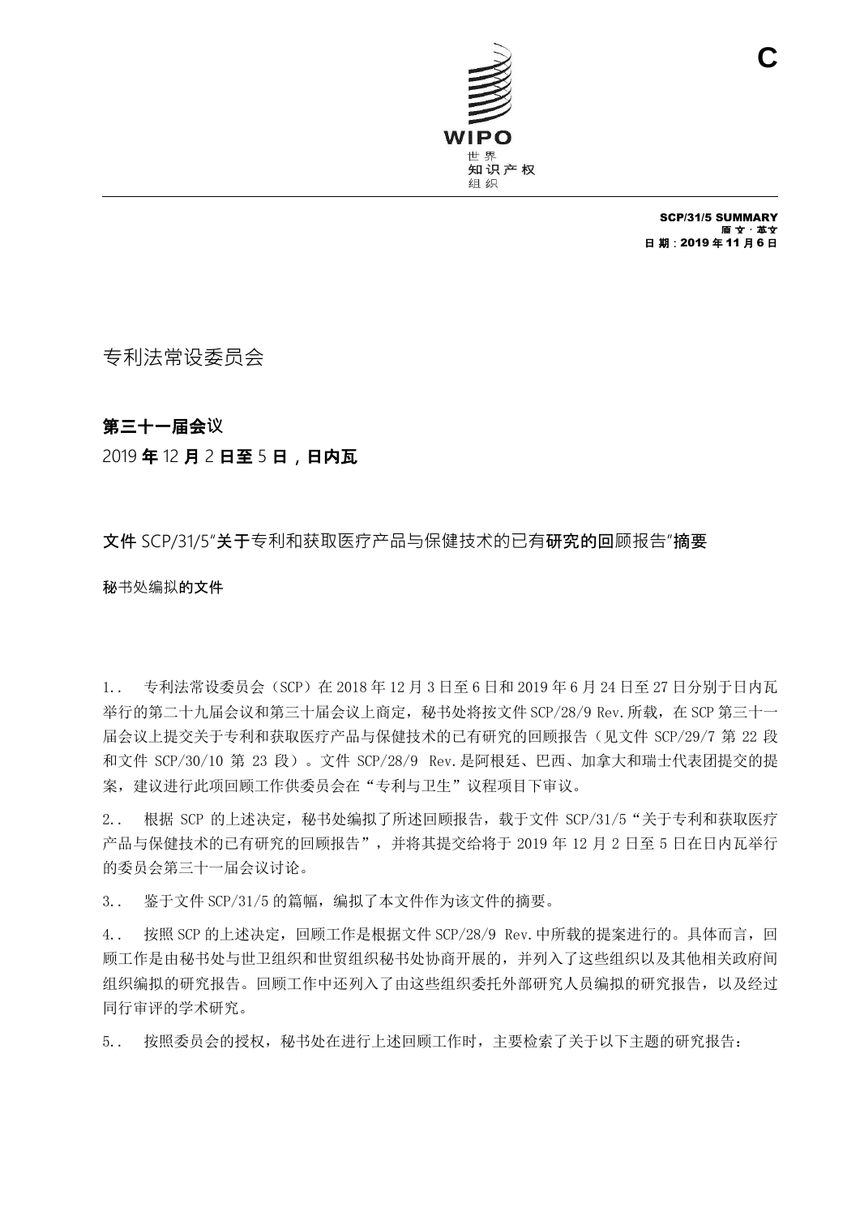C

WIPO
世界
知识产权
组织

SCP/31/5 SUMMARY
原文：英文
日期：2019 年 11 月 6 日

# 专利法常设委员会

## 第三十一届会议

2019 年 12 月 2 日至 5 日，日内瓦

## 文件 SCP/31/5"关于专利和获取医疗产品与保健技术的已有研究的回顾报告"摘要

秘书处编拟的文件

1.. 专利法常设委员会（SCP）在 2018 年 12 月 3 日至 6 日和 2019 年 6 月 24 日至 27 日分别于日内瓦举行的第二十九届会议和第三十届会议上商定，秘书处将按文件 SCP/28/9 Rev.所载，在 SCP 第三十一届会议上提交关于专利和获取医疗产品与保健技术的已有研究的回顾报告（见文件 SCP/29/7 第 22 段和文件 SCP/30/10 第 23 段）。文件 SCP/28/9 Rev.是阿根廷、巴西、加拿大和瑞士代表团提交的提案，建议进行此项回顾工作供委员会在"专利与卫生"议程项目下审议。

2.. 根据 SCP 的上述决定，秘书处编拟了所述回顾报告，载于文件 SCP/31/5"关于专利和获取医疗产品与保健技术的已有研究的回顾报告"，并将其提交给将于 2019 年 12 月 2 日至 5 日在日内瓦举行的委员会第三十一届会议讨论。

3.. 鉴于文件 SCP/31/5 的篇幅，编拟了本文件作为该文件的摘要。

4.. 按照 SCP 的上述决定，回顾工作是根据文件 SCP/28/9 Rev.中所载的提案进行的。具体而言，回顾工作是由秘书处与世卫组织和世贸组织秘书处协商开展的，并列入了这些组织以及其他相关政府间组织编拟的研究报告。回顾工作中还列入了由这些组织委托外部研究人员编拟的研究报告，以及经过同行审评的学术研究。

5.. 按照委员会的授权，秘书处在进行上述回顾工作时，主要检索了关于以下主题的研究报告：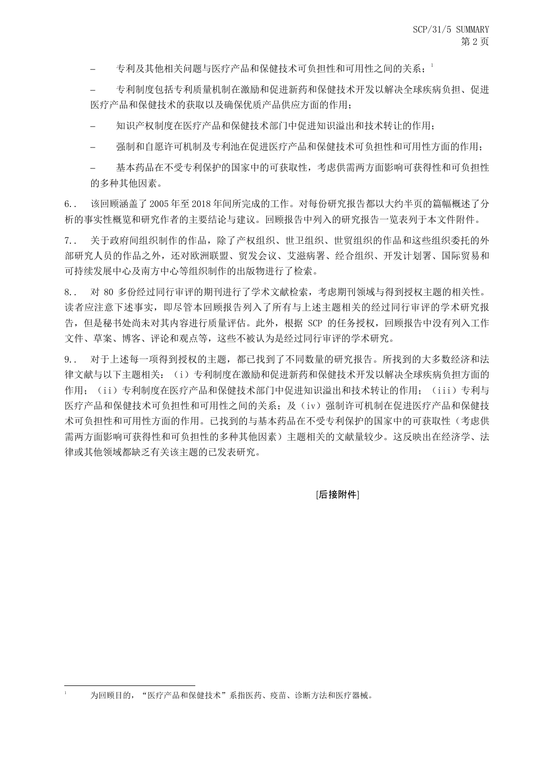- 专利及其他相关问题与医疗产品和保健技术可负担性和可用性之间的关系；[1]

- 专利制度包括专利质量机制在激励和促进新药和保健技术开发以解决全球疾病负担、促进医疗产品和保健技术的获取以及确保优质产品供应方面的作用；

- 知识产权制度在医疗产品和保健技术部门中促进知识溢出和技术转让的作用；

- 强制和自愿许可机制及专利池在促进医疗产品和保健技术可负担性和可用性方面的作用；

- 基本药品在不受专利保护的国家中的可获取性，考虑供需两方面影响可获得性和可负担性的多种其他因素。

6.. 该回顾涵盖了2005年至2018年间所完成的工作。对每份研究报告都以大约半页的篇幅概述了分析的事实性概览和研究作者的主要结论与建议。回顾报告中列入的研究报告一览表列于本文件附件。

7.. 关于政府间组织制作的作品，除了产权组织、世卫组织、世贸组织的作品和这些组织委托的外部研究人员的作品之外，还对欧洲联盟、贸发会议、艾滋病署、经合组织、开发计划署、国际贸易和可持续发展中心及南方中心等组织制作的出版物进行了检索。

8.. 对 80 多份经过同行审评的期刊进行了学术文献检索，考虑期刊领域与得到授权主题的相关性。读者应注意下述事实，即尽管本回顾报告列入了所有与上述主题相关的经过同行审评的学术研究报告，但是秘书处尚未对其内容进行质量评估。此外，根据 SCP 的任务授权，回顾报告中没有列入工作文件、草案、博客、评论和观点等，这些不被认为是经过同行审评的学术研究。

9.. 对于上述每一项得到授权的主题，都已找到了不同数量的研究报告。所找到的大多数经济和法律文献与以下主题相关：（i）专利制度在激励和促进新药和保健技术开发以解决全球疾病负担方面的作用；（ii）专利制度在医疗产品和保健技术部门中促进知识溢出和技术转让的作用；（iii）专利与医疗产品和保健技术可负担性和可用性之间的关系；及（iv）强制许可机制在促进医疗产品和保健技术可负担性和可用性方面的作用。已找到的与基本药品在不受专利保护的国家中的可获取性（考虑供需两方面影响可获得性和可负担性的多种其他因素）主题相关的文献量较少。这反映出在经济学、法律或其他领域都缺乏有关该主题的已发表研究。

[**后接附件**]

---

[1] 为回顾目的，“医疗产品和保健技术”系指医药、疫苗、诊断方法和医疗器械。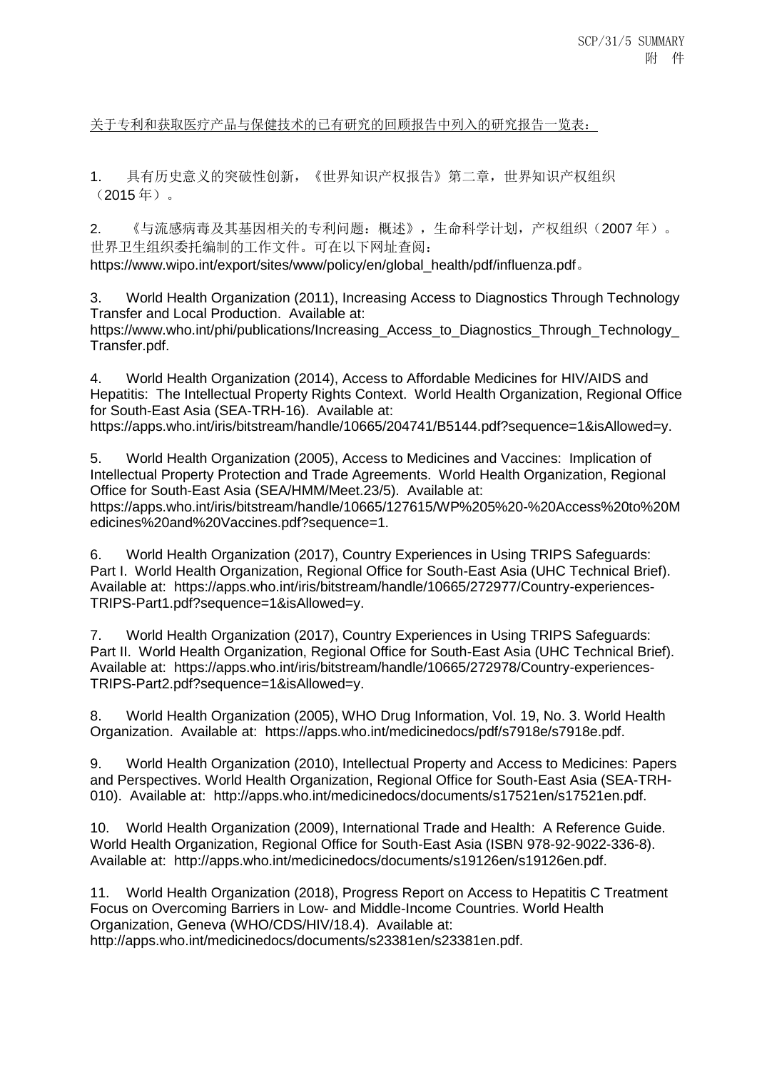关于专利和获取医疗产品与保健技术的已有研究的回顾报告中列入的研究报告一览表：

1. 具有历史意义的突破性创新，《世界知识产权报告》第二章，世界知识产权组织（2015 年）。

2. 《与流感病毒及其基因相关的专利问题：概述》，生命科学计划，产权组织（2007 年）。世界卫生组织委托编制的工作文件。可在以下网址查阅：https://www.wipo.int/export/sites/www/policy/en/global_health/pdf/influenza.pdf。

3. World Health Organization (2011), Increasing Access to Diagnostics Through Technology Transfer and Local Production. Available at: https://www.who.int/phi/publications/Increasing_Access_to_Diagnostics_Through_Technology_Transfer.pdf.

4. World Health Organization (2014), Access to Affordable Medicines for HIV/AIDS and Hepatitis: The Intellectual Property Rights Context. World Health Organization, Regional Office for South-East Asia (SEA-TRH-16). Available at: https://apps.who.int/iris/bitstream/handle/10665/204741/B5144.pdf?sequence=1&isAllowed=y.

5. World Health Organization (2005), Access to Medicines and Vaccines: Implication of Intellectual Property Protection and Trade Agreements. World Health Organization, Regional Office for South-East Asia (SEA/HMM/Meet.23/5). Available at: https://apps.who.int/iris/bitstream/handle/10665/127615/WP%205%20-%20Access%20to%20Medicines%20and%20Vaccines.pdf?sequence=1.

6. World Health Organization (2017), Country Experiences in Using TRIPS Safeguards: Part I. World Health Organization, Regional Office for South-East Asia (UHC Technical Brief). Available at: https://apps.who.int/iris/bitstream/handle/10665/272977/Country-experiences-TRIPS-Part1.pdf?sequence=1&isAllowed=y.

7. World Health Organization (2017), Country Experiences in Using TRIPS Safeguards: Part II. World Health Organization, Regional Office for South-East Asia (UHC Technical Brief). Available at: https://apps.who.int/iris/bitstream/handle/10665/272978/Country-experiences-TRIPS-Part2.pdf?sequence=1&isAllowed=y.

8. World Health Organization (2005), WHO Drug Information, Vol. 19, No. 3. World Health Organization. Available at: https://apps.who.int/medicinedocs/pdf/s7918e/s7918e.pdf.

9. World Health Organization (2010), Intellectual Property and Access to Medicines: Papers and Perspectives. World Health Organization, Regional Office for South-East Asia (SEA-TRH-010). Available at: http://apps.who.int/medicinedocs/documents/s17521en/s17521en.pdf.

10. World Health Organization (2009), International Trade and Health: A Reference Guide. World Health Organization, Regional Office for South-East Asia (ISBN 978-92-9022-336-8). Available at: http://apps.who.int/medicinedocs/documents/s19126en/s19126en.pdf.

11. World Health Organization (2018), Progress Report on Access to Hepatitis C Treatment Focus on Overcoming Barriers in Low- and Middle-Income Countries. World Health Organization, Geneva (WHO/CDS/HIV/18.4). Available at: http://apps.who.int/medicinedocs/documents/s23381en/s23381en.pdf.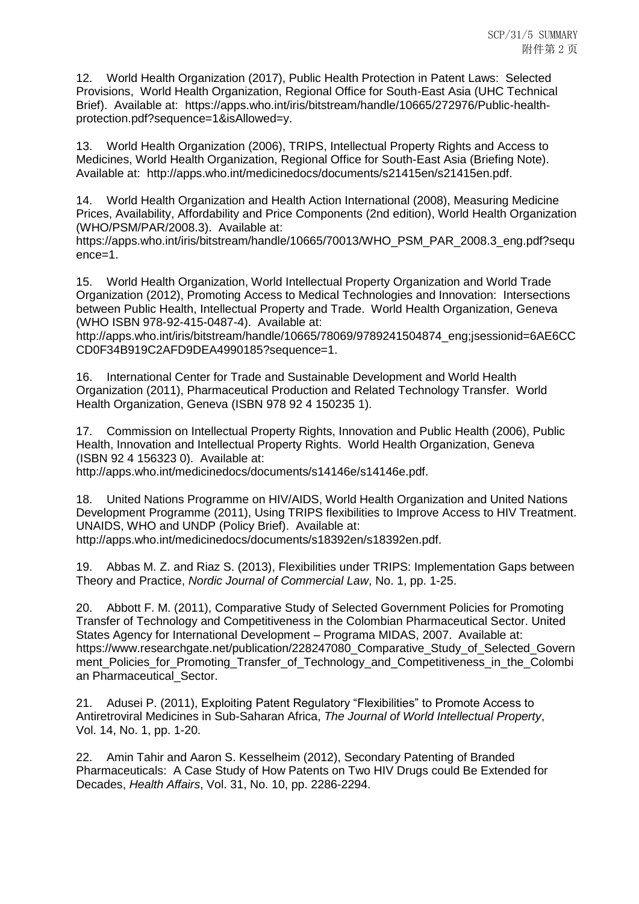12. World Health Organization (2017), Public Health Protection in Patent Laws: Selected Provisions, World Health Organization, Regional Office for South-East Asia (UHC Technical Brief). Available at: https://apps.who.int/iris/bitstream/handle/10665/272976/Public-health-protection.pdf?sequence=1&isAllowed=y.

13. World Health Organization (2006), TRIPS, Intellectual Property Rights and Access to Medicines, World Health Organization, Regional Office for South-East Asia (Briefing Note). Available at: http://apps.who.int/medicinedocs/documents/s21415en/s21415en.pdf.

14. World Health Organization and Health Action International (2008), Measuring Medicine Prices, Availability, Affordability and Price Components (2nd edition), World Health Organization (WHO/PSM/PAR/2008.3). Available at: https://apps.who.int/iris/bitstream/handle/10665/70013/WHO_PSM_PAR_2008.3_eng.pdf?sequence=1.

15. World Health Organization, World Intellectual Property Organization and World Trade Organization (2012), Promoting Access to Medical Technologies and Innovation: Intersections between Public Health, Intellectual Property and Trade. World Health Organization, Geneva (WHO ISBN 978-92-415-0487-4). Available at: http://apps.who.int/iris/bitstream/handle/10665/78069/9789241504874_eng;jsessionid=6AE6CCCD0F34B919C2AFD9DEA4990185?sequence=1.

16. International Center for Trade and Sustainable Development and World Health Organization (2011), Pharmaceutical Production and Related Technology Transfer. World Health Organization, Geneva (ISBN 978 92 4 150235 1).

17. Commission on Intellectual Property Rights, Innovation and Public Health (2006), Public Health, Innovation and Intellectual Property Rights. World Health Organization, Geneva (ISBN 92 4 156323 0). Available at: http://apps.who.int/medicinedocs/documents/s14146e/s14146e.pdf.

18. United Nations Programme on HIV/AIDS, World Health Organization and United Nations Development Programme (2011), Using TRIPS flexibilities to Improve Access to HIV Treatment. UNAIDS, WHO and UNDP (Policy Brief). Available at: http://apps.who.int/medicinedocs/documents/s18392en/s18392en.pdf.

19. Abbas M. Z. and Riaz S. (2013), Flexibilities under TRIPS: Implementation Gaps between Theory and Practice, *Nordic Journal of Commercial Law*, No. 1, pp. 1-25.

20. Abbott F. M. (2011), Comparative Study of Selected Government Policies for Promoting Transfer of Technology and Competitiveness in the Colombian Pharmaceutical Sector. United States Agency for International Development – Programa MIDAS, 2007. Available at: https://www.researchgate.net/publication/228247080_Comparative_Study_of_Selected_Government_Policies_for_Promoting_Transfer_of_Technology_and_Competitiveness_in_the_Colombian_Pharmaceutical_Sector.

21. Adusei P. (2011), Exploiting Patent Regulatory "Flexibilities" to Promote Access to Antiretroviral Medicines in Sub-Saharan Africa, *The Journal of World Intellectual Property*, Vol. 14, No. 1, pp. 1-20.

22. Amin Tahir and Aaron S. Kesselheim (2012), Secondary Patenting of Branded Pharmaceuticals: A Case Study of How Patents on Two HIV Drugs could Be Extended for Decades, *Health Affairs*, Vol. 31, No. 10, pp. 2286-2294.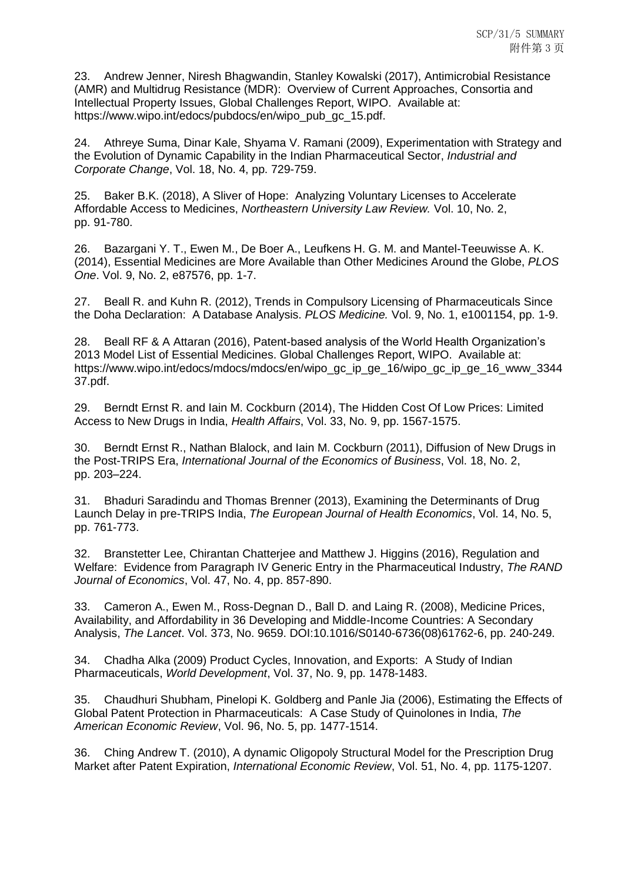23. Andrew Jenner, Niresh Bhagwandin, Stanley Kowalski (2017), Antimicrobial Resistance (AMR) and Multidrug Resistance (MDR): Overview of Current Approaches, Consortia and Intellectual Property Issues, Global Challenges Report, WIPO. Available at: https://www.wipo.int/edocs/pubdocs/en/wipo_pub_gc_15.pdf.

24. Athreye Suma, Dinar Kale, Shyama V. Ramani (2009), Experimentation with Strategy and the Evolution of Dynamic Capability in the Indian Pharmaceutical Sector, *Industrial and Corporate Change*, Vol. 18, No. 4, pp. 729-759.

25. Baker B.K. (2018), A Sliver of Hope: Analyzing Voluntary Licenses to Accelerate Affordable Access to Medicines, *Northeastern University Law Review.* Vol. 10, No. 2, pp. 91-780.

26. Bazargani Y. T., Ewen M., De Boer A., Leufkens H. G. M. and Mantel-Teeuwisse A. K. (2014), Essential Medicines are More Available than Other Medicines Around the Globe, *PLOS One*. Vol. 9, No. 2, e87576, pp. 1-7.

27. Beall R. and Kuhn R. (2012), Trends in Compulsory Licensing of Pharmaceuticals Since the Doha Declaration: A Database Analysis. *PLOS Medicine.* Vol. 9, No. 1, e1001154, pp. 1-9.

28. Beall RF & A Attaran (2016), Patent-based analysis of the World Health Organization's 2013 Model List of Essential Medicines. Global Challenges Report, WIPO. Available at: https://www.wipo.int/edocs/mdocs/mdocs/en/wipo_gc_ip_ge_16/wipo_gc_ip_ge_16_www_334437.pdf.

29. Berndt Ernst R. and Iain M. Cockburn (2014), The Hidden Cost Of Low Prices: Limited Access to New Drugs in India, *Health Affairs*, Vol. 33, No. 9, pp. 1567-1575.

30. Berndt Ernst R., Nathan Blalock, and Iain M. Cockburn (2011), Diffusion of New Drugs in the Post-TRIPS Era, *International Journal of the Economics of Business*, Vol. 18, No. 2, pp. 203–224.

31. Bhaduri Saradindu and Thomas Brenner (2013), Examining the Determinants of Drug Launch Delay in pre-TRIPS India, *The European Journal of Health Economics*, Vol. 14, No. 5, pp. 761-773.

32. Branstetter Lee, Chirantan Chatterjee and Matthew J. Higgins (2016), Regulation and Welfare: Evidence from Paragraph IV Generic Entry in the Pharmaceutical Industry, *The RAND Journal of Economics*, Vol. 47, No. 4, pp. 857-890.

33. Cameron A., Ewen M., Ross-Degnan D., Ball D. and Laing R. (2008), Medicine Prices, Availability, and Affordability in 36 Developing and Middle-Income Countries: A Secondary Analysis, *The Lancet*. Vol. 373, No. 9659. DOI:10.1016/S0140-6736(08)61762-6, pp. 240-249.

34. Chadha Alka (2009) Product Cycles, Innovation, and Exports: A Study of Indian Pharmaceuticals, *World Development*, Vol. 37, No. 9, pp. 1478-1483.

35. Chaudhuri Shubham, Pinelopi K. Goldberg and Panle Jia (2006), Estimating the Effects of Global Patent Protection in Pharmaceuticals: A Case Study of Quinolones in India, *The American Economic Review*, Vol. 96, No. 5, pp. 1477-1514.

36. Ching Andrew T. (2010), A dynamic Oligopoly Structural Model for the Prescription Drug Market after Patent Expiration, *International Economic Review*, Vol. 51, No. 4, pp. 1175-1207.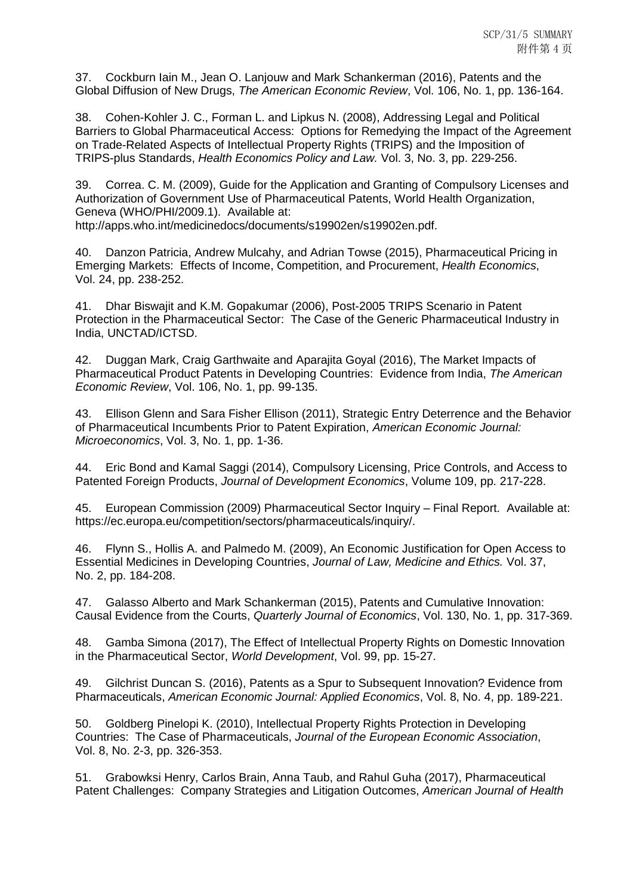37. Cockburn Iain M., Jean O. Lanjouw and Mark Schankerman (2016), Patents and the Global Diffusion of New Drugs, *The American Economic Review*, Vol. 106, No. 1, pp. 136-164.

38. Cohen-Kohler J. C., Forman L. and Lipkus N. (2008), Addressing Legal and Political Barriers to Global Pharmaceutical Access: Options for Remedying the Impact of the Agreement on Trade-Related Aspects of Intellectual Property Rights (TRIPS) and the Imposition of TRIPS-plus Standards, *Health Economics Policy and Law.* Vol. 3, No. 3, pp. 229-256.

39. Correa. C. M. (2009), Guide for the Application and Granting of Compulsory Licenses and Authorization of Government Use of Pharmaceutical Patents, World Health Organization, Geneva (WHO/PHI/2009.1). Available at: http://apps.who.int/medicinedocs/documents/s19902en/s19902en.pdf.

40. Danzon Patricia, Andrew Mulcahy, and Adrian Towse (2015), Pharmaceutical Pricing in Emerging Markets: Effects of Income, Competition, and Procurement, *Health Economics*, Vol. 24, pp. 238-252.

41. Dhar Biswajit and K.M. Gopakumar (2006), Post-2005 TRIPS Scenario in Patent Protection in the Pharmaceutical Sector: The Case of the Generic Pharmaceutical Industry in India, UNCTAD/ICTSD.

42. Duggan Mark, Craig Garthwaite and Aparajita Goyal (2016), The Market Impacts of Pharmaceutical Product Patents in Developing Countries: Evidence from India, *The American Economic Review*, Vol. 106, No. 1, pp. 99-135.

43. Ellison Glenn and Sara Fisher Ellison (2011), Strategic Entry Deterrence and the Behavior of Pharmaceutical Incumbents Prior to Patent Expiration, *American Economic Journal: Microeconomics*, Vol. 3, No. 1, pp. 1-36.

44. Eric Bond and Kamal Saggi (2014), Compulsory Licensing, Price Controls, and Access to Patented Foreign Products, *Journal of Development Economics*, Volume 109, pp. 217-228.

45. European Commission (2009) Pharmaceutical Sector Inquiry – Final Report. Available at: https://ec.europa.eu/competition/sectors/pharmaceuticals/inquiry/.

46. Flynn S., Hollis A. and Palmedo M. (2009), An Economic Justification for Open Access to Essential Medicines in Developing Countries, *Journal of Law, Medicine and Ethics.* Vol. 37, No. 2, pp. 184-208.

47. Galasso Alberto and Mark Schankerman (2015), Patents and Cumulative Innovation: Causal Evidence from the Courts, *Quarterly Journal of Economics*, Vol. 130, No. 1, pp. 317-369.

48. Gamba Simona (2017), The Effect of Intellectual Property Rights on Domestic Innovation in the Pharmaceutical Sector, *World Development*, Vol. 99, pp. 15-27.

49. Gilchrist Duncan S. (2016), Patents as a Spur to Subsequent Innovation? Evidence from Pharmaceuticals, *American Economic Journal: Applied Economics*, Vol. 8, No. 4, pp. 189-221.

50. Goldberg Pinelopi K. (2010), Intellectual Property Rights Protection in Developing Countries: The Case of Pharmaceuticals, *Journal of the European Economic Association*, Vol. 8, No. 2-3, pp. 326-353.

51. Grabowksi Henry, Carlos Brain, Anna Taub, and Rahul Guha (2017), Pharmaceutical Patent Challenges: Company Strategies and Litigation Outcomes, *American Journal of Health*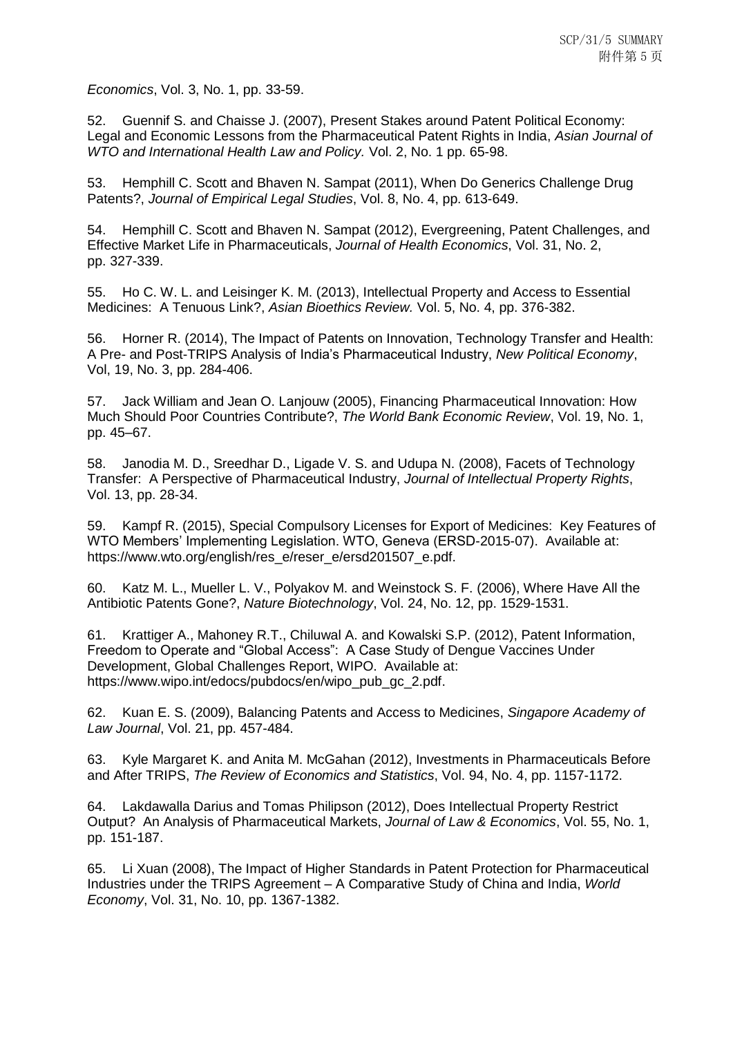*Economics*, Vol. 3, No. 1, pp. 33-59.

52. Guennif S. and Chaisse J. (2007), Present Stakes around Patent Political Economy: Legal and Economic Lessons from the Pharmaceutical Patent Rights in India, *Asian Journal of WTO and International Health Law and Policy.* Vol. 2, No. 1 pp. 65-98.

53. Hemphill C. Scott and Bhaven N. Sampat (2011), When Do Generics Challenge Drug Patents?, *Journal of Empirical Legal Studies*, Vol. 8, No. 4, pp. 613-649.

54. Hemphill C. Scott and Bhaven N. Sampat (2012), Evergreening, Patent Challenges, and Effective Market Life in Pharmaceuticals, *Journal of Health Economics*, Vol. 31, No. 2, pp. 327-339.

55. Ho C. W. L. and Leisinger K. M. (2013), Intellectual Property and Access to Essential Medicines: A Tenuous Link?, *Asian Bioethics Review.* Vol. 5, No. 4, pp. 376-382.

56. Horner R. (2014), The Impact of Patents on Innovation, Technology Transfer and Health: A Pre- and Post-TRIPS Analysis of India's Pharmaceutical Industry, *New Political Economy*, Vol, 19, No. 3, pp. 284-406.

57. Jack William and Jean O. Lanjouw (2005), Financing Pharmaceutical Innovation: How Much Should Poor Countries Contribute?, *The World Bank Economic Review*, Vol. 19, No. 1, pp. 45–67.

58. Janodia M. D., Sreedhar D., Ligade V. S. and Udupa N. (2008), Facets of Technology Transfer: A Perspective of Pharmaceutical Industry, *Journal of Intellectual Property Rights*, Vol. 13, pp. 28-34.

59. Kampf R. (2015), Special Compulsory Licenses for Export of Medicines: Key Features of WTO Members' Implementing Legislation. WTO, Geneva (ERSD-2015-07). Available at: https://www.wto.org/english/res_e/reser_e/ersd201507_e.pdf.

60. Katz M. L., Mueller L. V., Polyakov M. and Weinstock S. F. (2006), Where Have All the Antibiotic Patents Gone?, *Nature Biotechnology*, Vol. 24, No. 12, pp. 1529-1531.

61. Krattiger A., Mahoney R.T., Chiluwal A. and Kowalski S.P. (2012), Patent Information, Freedom to Operate and "Global Access": A Case Study of Dengue Vaccines Under Development, Global Challenges Report, WIPO. Available at: https://www.wipo.int/edocs/pubdocs/en/wipo_pub_gc_2.pdf.

62. Kuan E. S. (2009), Balancing Patents and Access to Medicines, *Singapore Academy of Law Journal*, Vol. 21, pp. 457-484.

63. Kyle Margaret K. and Anita M. McGahan (2012), Investments in Pharmaceuticals Before and After TRIPS, *The Review of Economics and Statistics*, Vol. 94, No. 4, pp. 1157-1172.

64. Lakdawalla Darius and Tomas Philipson (2012), Does Intellectual Property Restrict Output? An Analysis of Pharmaceutical Markets, *Journal of Law & Economics*, Vol. 55, No. 1, pp. 151-187.

65. Li Xuan (2008), The Impact of Higher Standards in Patent Protection for Pharmaceutical Industries under the TRIPS Agreement – A Comparative Study of China and India, *World Economy*, Vol. 31, No. 10, pp. 1367-1382.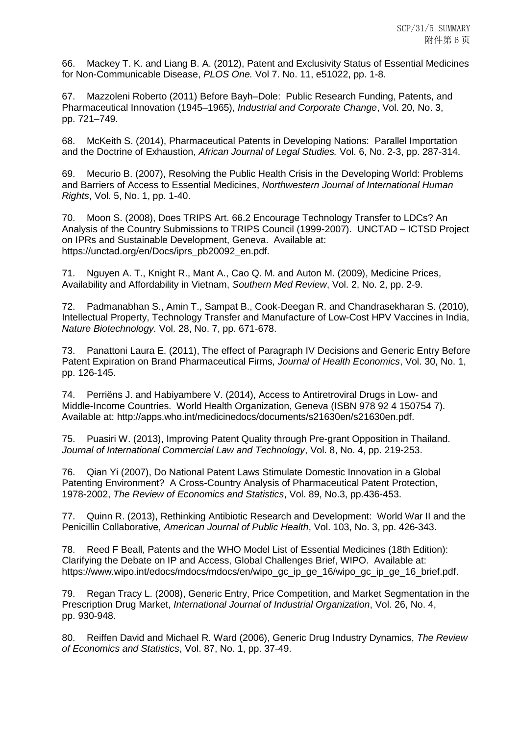66. Mackey T. K. and Liang B. A. (2012), Patent and Exclusivity Status of Essential Medicines for Non-Communicable Disease, *PLOS One.* Vol 7. No. 11, e51022, pp. 1-8.

67. Mazzoleni Roberto (2011) Before Bayh–Dole: Public Research Funding, Patents, and Pharmaceutical Innovation (1945–1965), *Industrial and Corporate Change*, Vol. 20, No. 3, pp. 721–749.

68. McKeith S. (2014), Pharmaceutical Patents in Developing Nations: Parallel Importation and the Doctrine of Exhaustion, *African Journal of Legal Studies.* Vol. 6, No. 2-3, pp. 287-314.

69. Mecurio B. (2007), Resolving the Public Health Crisis in the Developing World: Problems and Barriers of Access to Essential Medicines, *Northwestern Journal of International Human Rights*, Vol. 5, No. 1, pp. 1-40.

70. Moon S. (2008), Does TRIPS Art. 66.2 Encourage Technology Transfer to LDCs? An Analysis of the Country Submissions to TRIPS Council (1999-2007). UNCTAD – ICTSD Project on IPRs and Sustainable Development, Geneva. Available at: https://unctad.org/en/Docs/iprs_pb20092_en.pdf.

71. Nguyen A. T., Knight R., Mant A., Cao Q. M. and Auton M. (2009), Medicine Prices, Availability and Affordability in Vietnam, *Southern Med Review*, Vol. 2, No. 2, pp. 2-9.

72. Padmanabhan S., Amin T., Sampat B., Cook-Deegan R. and Chandrasekharan S. (2010), Intellectual Property, Technology Transfer and Manufacture of Low-Cost HPV Vaccines in India, *Nature Biotechnology.* Vol. 28, No. 7, pp. 671-678.

73. Panattoni Laura E. (2011), The effect of Paragraph IV Decisions and Generic Entry Before Patent Expiration on Brand Pharmaceutical Firms, *Journal of Health Economics*, Vol. 30, No. 1, pp. 126-145.

74. Perriëns J. and Habiyambere V. (2014), Access to Antiretroviral Drugs in Low- and Middle-Income Countries. World Health Organization, Geneva (ISBN 978 92 4 150754 7). Available at: http://apps.who.int/medicinedocs/documents/s21630en/s21630en.pdf.

75. Puasiri W. (2013), Improving Patent Quality through Pre-grant Opposition in Thailand. *Journal of International Commercial Law and Technology*, Vol. 8, No. 4, pp. 219-253.

76. Qian Yi (2007), Do National Patent Laws Stimulate Domestic Innovation in a Global Patenting Environment? A Cross-Country Analysis of Pharmaceutical Patent Protection, 1978-2002, *The Review of Economics and Statistics*, Vol. 89, No.3, pp.436-453.

77. Quinn R. (2013), Rethinking Antibiotic Research and Development: World War II and the Penicillin Collaborative, *American Journal of Public Health*, Vol. 103, No. 3, pp. 426-343.

78. Reed F Beall, Patents and the WHO Model List of Essential Medicines (18th Edition): Clarifying the Debate on IP and Access, Global Challenges Brief, WIPO. Available at: https://www.wipo.int/edocs/mdocs/mdocs/en/wipo_gc_ip_ge_16/wipo_gc_ip_ge_16_brief.pdf.

79. Regan Tracy L. (2008), Generic Entry, Price Competition, and Market Segmentation in the Prescription Drug Market, *International Journal of Industrial Organization*, Vol. 26, No. 4, pp. 930-948.

80. Reiffen David and Michael R. Ward (2006), Generic Drug Industry Dynamics, *The Review of Economics and Statistics*, Vol. 87, No. 1, pp. 37-49.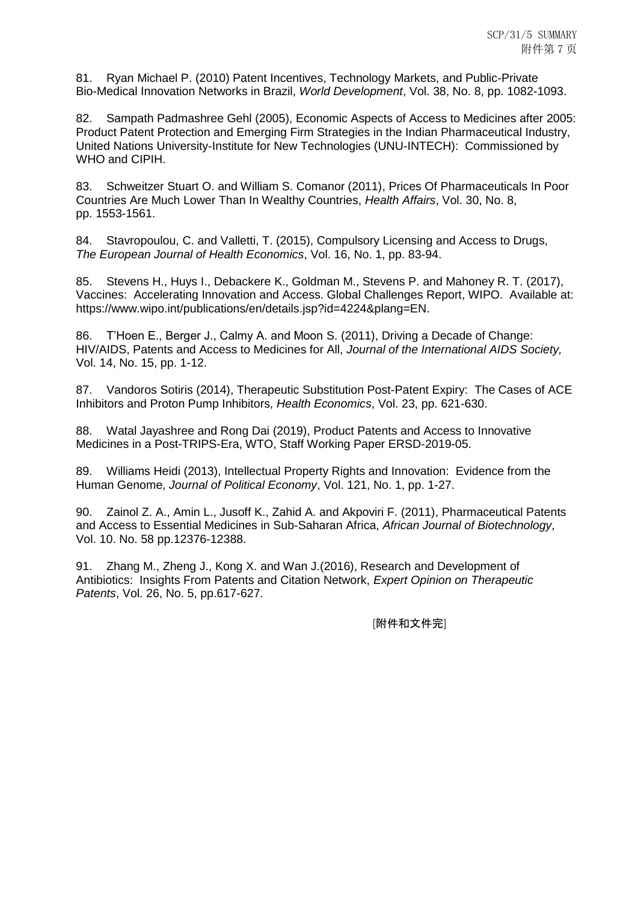81. Ryan Michael P. (2010) Patent Incentives, Technology Markets, and Public-Private Bio-Medical Innovation Networks in Brazil, *World Development*, Vol. 38, No. 8, pp. 1082-1093.

82. Sampath Padmashree Gehl (2005), Economic Aspects of Access to Medicines after 2005: Product Patent Protection and Emerging Firm Strategies in the Indian Pharmaceutical Industry, United Nations University-Institute for New Technologies (UNU-INTECH): Commissioned by WHO and CIPIH.

83. Schweitzer Stuart O. and William S. Comanor (2011), Prices Of Pharmaceuticals In Poor Countries Are Much Lower Than In Wealthy Countries, *Health Affairs*, Vol. 30, No. 8, pp. 1553-1561.

84. Stavropoulou, C. and Valletti, T. (2015), Compulsory Licensing and Access to Drugs, *The European Journal of Health Economics*, Vol. 16, No. 1, pp. 83-94.

85. Stevens H., Huys I., Debackere K., Goldman M., Stevens P. and Mahoney R. T. (2017), Vaccines: Accelerating Innovation and Access. Global Challenges Report, WIPO. Available at: https://www.wipo.int/publications/en/details.jsp?id=4224&plang=EN.

86. T'Hoen E., Berger J., Calmy A. and Moon S. (2011), Driving a Decade of Change: HIV/AIDS, Patents and Access to Medicines for All, *Journal of the International AIDS Society,* Vol. 14, No. 15, pp. 1-12.

87. Vandoros Sotiris (2014), Therapeutic Substitution Post-Patent Expiry: The Cases of ACE Inhibitors and Proton Pump Inhibitors, *Health Economics*, Vol. 23, pp. 621-630.

88. Watal Jayashree and Rong Dai (2019), Product Patents and Access to Innovative Medicines in a Post-TRIPS-Era, WTO, Staff Working Paper ERSD-2019-05.

89. Williams Heidi (2013), Intellectual Property Rights and Innovation: Evidence from the Human Genome, *Journal of Political Economy*, Vol. 121, No. 1, pp. 1-27.

90. Zainol Z. A., Amin L., Jusoff K., Zahid A. and Akpoviri F. (2011), Pharmaceutical Patents and Access to Essential Medicines in Sub-Saharan Africa, *African Journal of Biotechnology*, Vol. 10. No. 58 pp.12376-12388.

91. Zhang M., Zheng J., Kong X. and Wan J.(2016), Research and Development of Antibiotics: Insights From Patents and Citation Network, *Expert Opinion on Therapeutic Patents*, Vol. 26, No. 5, pp.617-627.

[附件和文件完]